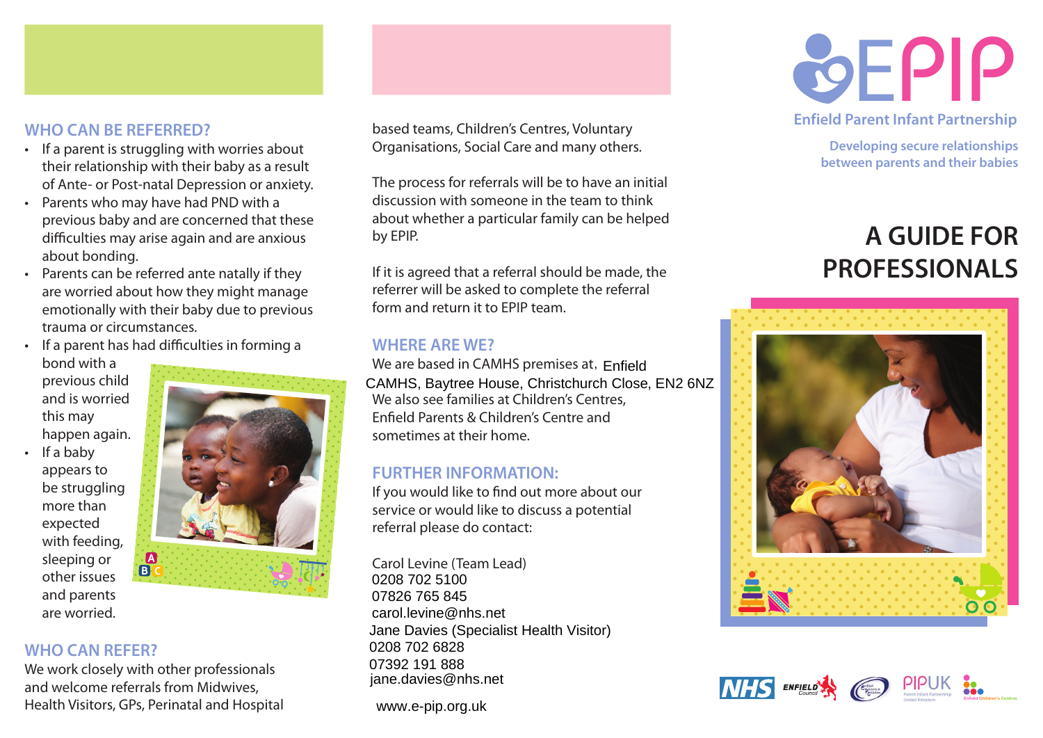## WHO CAN BE REFERRED?

- If a parent is struggling with worries about their relationship with their baby as a result of Ante- or Post-natal Depression or anxiety.
- Parents who may have had PND with a previous baby and are concerned that these difficulties may arise again and are anxious about bonding.
- Parents can be referred ante natally if they are worried about how they might manage emotionally with their baby due to previous trauma or circumstances.
- If a parent has had difficulties in forming a bond with a previous child and is worried this may happen again.
- If a baby appears to be struggling more than expected with feeding, sleeping or other issues and parents are worried.

## WHO CAN REFER?

We work closely with other professionals and welcome referrals from Midwives, Health Visitors, GPs, Perinatal and Hospital based teams, Children's Centres, Voluntary Organisations, Social Care and many others.

The process for referrals will be to have an initial discussion with someone in the team to think about whether a particular family can be helped by EPIP.

If it is agreed that a referral should be made, the referrer will be asked to complete the referral form and return it to EPIP team.

## WHERE ARE WE?

We are based in CAMHS premises at, Enfield CAMHS, Baytree House, Christchurch Close, EN2 6NZ

We also see families at Children's Centres, Enfield Parents & Children's Centre and sometimes at their home.

## FURTHER INFORMATION:

If you would like to find out more about our service or would like to discuss a potential referral please do contact:

Carol Levine (Team Lead)
0208 702 5100
07826 765 845
carol.levine@nhs.net

Jane Davies (Specialist Health Visitor)
0208 702 6828
07392 191 888
jane.davies@nhs.net

www.e-pip.org.uk

# EPIP

**Enfield Parent Infant Partnership**

**Developing secure relationships between parents and their babies**

# A GUIDE FOR PROFESSIONALS

NHS · Enfield Council · PIPUK Parent Infant Partnership United Kingdom · Enfield Children's Centres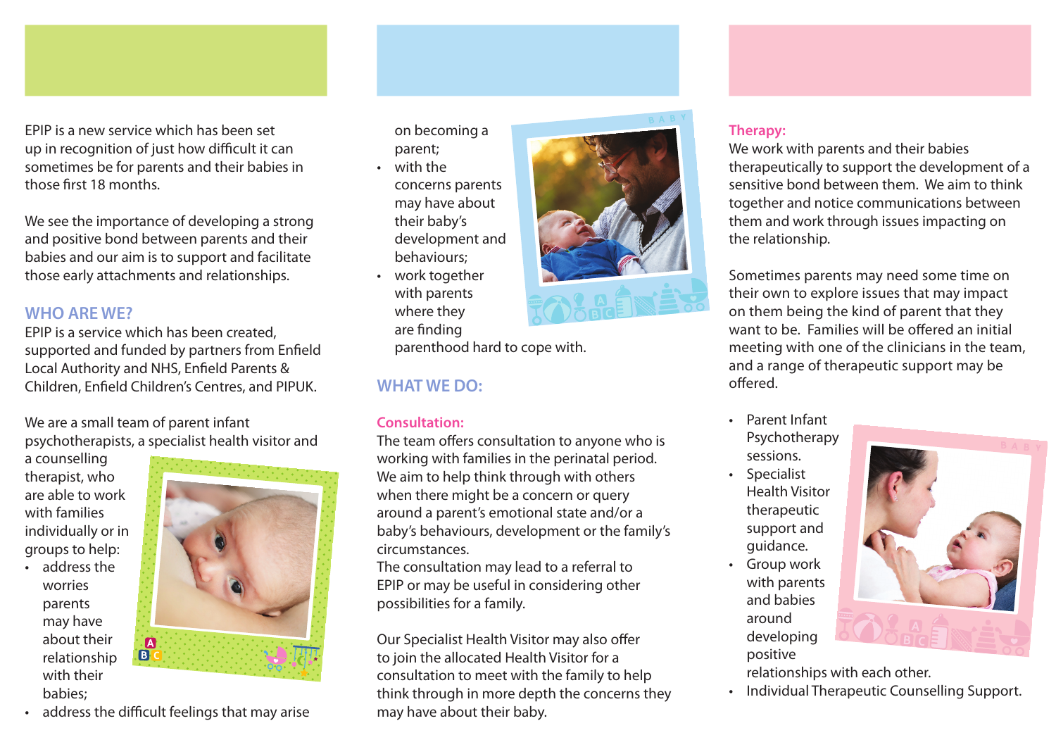EPIP is a new service which has been set up in recognition of just how difficult it can sometimes be for parents and their babies in those first 18 months.

We see the importance of developing a strong and positive bond between parents and their babies and our aim is to support and facilitate those early attachments and relationships.

## WHO ARE WE?

EPIP is a service which has been created, supported and funded by partners from Enfield Local Authority and NHS, Enfield Parents & Children, Enfield Children's Centres, and PIPUK.

We are a small team of parent infant psychotherapists, a specialist health visitor and a counselling therapist, who are able to work with families individually or in groups to help:

- address the worries parents may have about their relationship with their babies;
- address the difficult feelings that may arise on becoming a parent;
- with the concerns parents may have about their baby's development and behaviours;
- work together with parents where they are finding parenthood hard to cope with.

## WHAT WE DO:

### Consultation:

The team offers consultation to anyone who is working with families in the perinatal period. We aim to help think through with others when there might be a concern or query around a parent's emotional state and/or a baby's behaviours, development or the family's circumstances.
The consultation may lead to a referral to EPIP or may be useful in considering other possibilities for a family.

Our Specialist Health Visitor may also offer to join the allocated Health Visitor for a consultation to meet with the family to help think through in more depth the concerns they may have about their baby.

### Therapy:

We work with parents and their babies therapeutically to support the development of a sensitive bond between them. We aim to think together and notice communications between them and work through issues impacting on the relationship.

Sometimes parents may need some time on their own to explore issues that may impact on them being the kind of parent that they want to be. Families will be offered an initial meeting with one of the clinicians in the team, and a range of therapeutic support may be offered.

- Parent Infant Psychotherapy sessions.
- Specialist Health Visitor therapeutic support and guidance.
- Group work with parents and babies around developing positive relationships with each other.
- Individual Therapeutic Counselling Support.